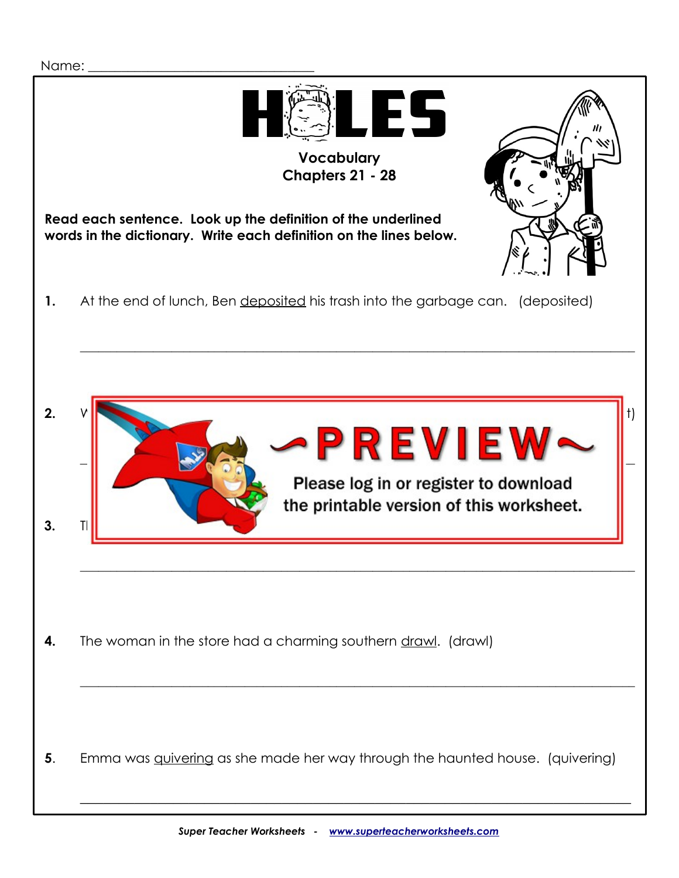Name: ___________________________________

# HOLES

## Vocabulary
### Chapters 21 - 28

**Read each sentence. Look up the definition of the underlined words in the dictionary. Write each definition on the lines below.**

**1.** At the end of lunch, Ben <u>deposited</u> his trash into the garbage can. (deposited)

_______________________________________________________________________________

**2.** V t)

_______________________________________________________________________________

**3.** Tl

_______________________________________________________________________________

**4.** The woman in the store had a charming southern <u>drawl</u>. (drawl)

_______________________________________________________________________________

**5.** Emma was <u>quivering</u> as she made her way through the haunted house. (quivering)

_______________________________________________________________________________

~PREVIEW~

Please log in or register to download the printable version of this worksheet.

*Super Teacher Worksheets - www.superteacherworksheets.com*